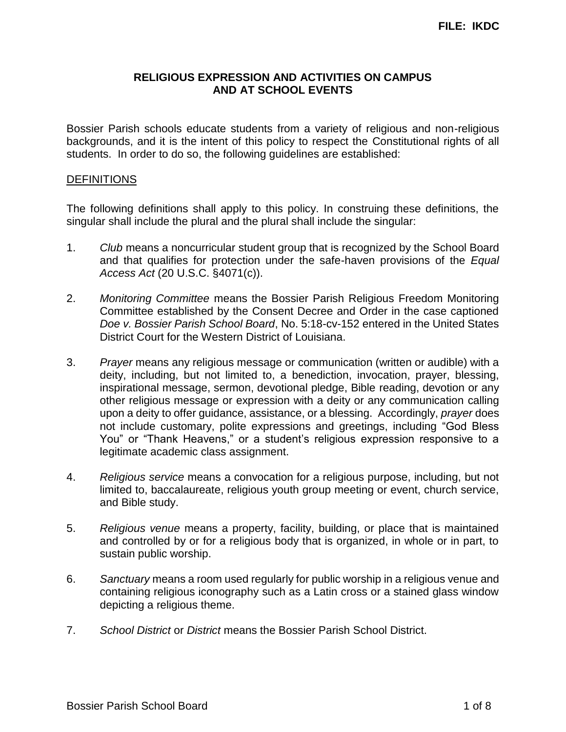FILE: IKDC

# RELIGIOUS EXPRESSION AND ACTIVITIES ON CAMPUS AND AT SCHOOL EVENTS

Bossier Parish schools educate students from a variety of religious and non-religious backgrounds, and it is the intent of this policy to respect the Constitutional rights of all students. In order to do so, the following guidelines are established:

## DEFINITIONS

The following definitions shall apply to this policy. In construing these definitions, the singular shall include the plural and the plural shall include the singular:

1. *Club* means a noncurricular student group that is recognized by the School Board and that qualifies for protection under the safe-haven provisions of the *Equal Access Act* (20 U.S.C. §4071(c)).

2. *Monitoring Committee* means the Bossier Parish Religious Freedom Monitoring Committee established by the Consent Decree and Order in the case captioned *Doe v. Bossier Parish School Board*, No. 5:18-cv-152 entered in the United States District Court for the Western District of Louisiana.

3. *Prayer* means any religious message or communication (written or audible) with a deity, including, but not limited to, a benediction, invocation, prayer, blessing, inspirational message, sermon, devotional pledge, Bible reading, devotion or any other religious message or expression with a deity or any communication calling upon a deity to offer guidance, assistance, or a blessing. Accordingly, *prayer* does not include customary, polite expressions and greetings, including "God Bless You" or "Thank Heavens," or a student's religious expression responsive to a legitimate academic class assignment.

4. *Religious service* means a convocation for a religious purpose, including, but not limited to, baccalaureate, religious youth group meeting or event, church service, and Bible study.

5. *Religious venue* means a property, facility, building, or place that is maintained and controlled by or for a religious body that is organized, in whole or in part, to sustain public worship.

6. *Sanctuary* means a room used regularly for public worship in a religious venue and containing religious iconography such as a Latin cross or a stained glass window depicting a religious theme.

7. *School District* or *District* means the Bossier Parish School District.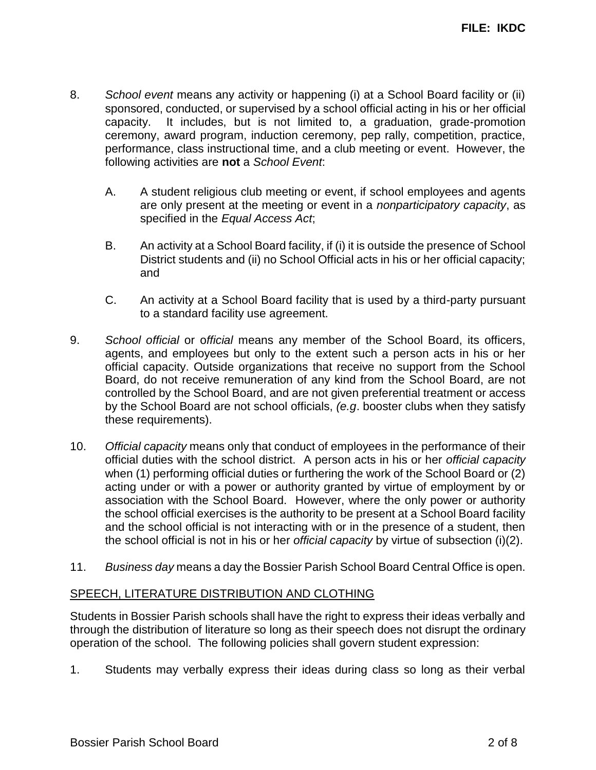8. *School event* means any activity or happening (i) at a School Board facility or (ii) sponsored, conducted, or supervised by a school official acting in his or her official capacity. It includes, but is not limited to, a graduation, grade-promotion ceremony, award program, induction ceremony, pep rally, competition, practice, performance, class instructional time, and a club meeting or event. However, the following activities are **not** a *School Event*:

   A. A student religious club meeting or event, if school employees and agents are only present at the meeting or event in a *nonparticipatory capacity*, as specified in the *Equal Access Act*;

   B. An activity at a School Board facility, if (i) it is outside the presence of School District students and (ii) no School Official acts in his or her official capacity; and

   C. An activity at a School Board facility that is used by a third-party pursuant to a standard facility use agreement.

9. *School official* or o*fficial* means any member of the School Board, its officers, agents, and employees but only to the extent such a person acts in his or her official capacity. Outside organizations that receive no support from the School Board, do not receive remuneration of any kind from the School Board, are not controlled by the School Board, and are not given preferential treatment or access by the School Board are not school officials, *(e.g*. booster clubs when they satisfy these requirements).

10. *Official capacity* means only that conduct of employees in the performance of their official duties with the school district. A person acts in his or her *official capacity* when (1) performing official duties or furthering the work of the School Board or (2) acting under or with a power or authority granted by virtue of employment by or association with the School Board. However, where the only power or authority the school official exercises is the authority to be present at a School Board facility and the school official is not interacting with or in the presence of a student, then the school official is not in his or her *official capacity* by virtue of subsection (i)(2).

11. *Business day* means a day the Bossier Parish School Board Central Office is open.

## SPEECH, LITERATURE DISTRIBUTION AND CLOTHING

Students in Bossier Parish schools shall have the right to express their ideas verbally and through the distribution of literature so long as their speech does not disrupt the ordinary operation of the school. The following policies shall govern student expression:

1. Students may verbally express their ideas during class so long as their verbal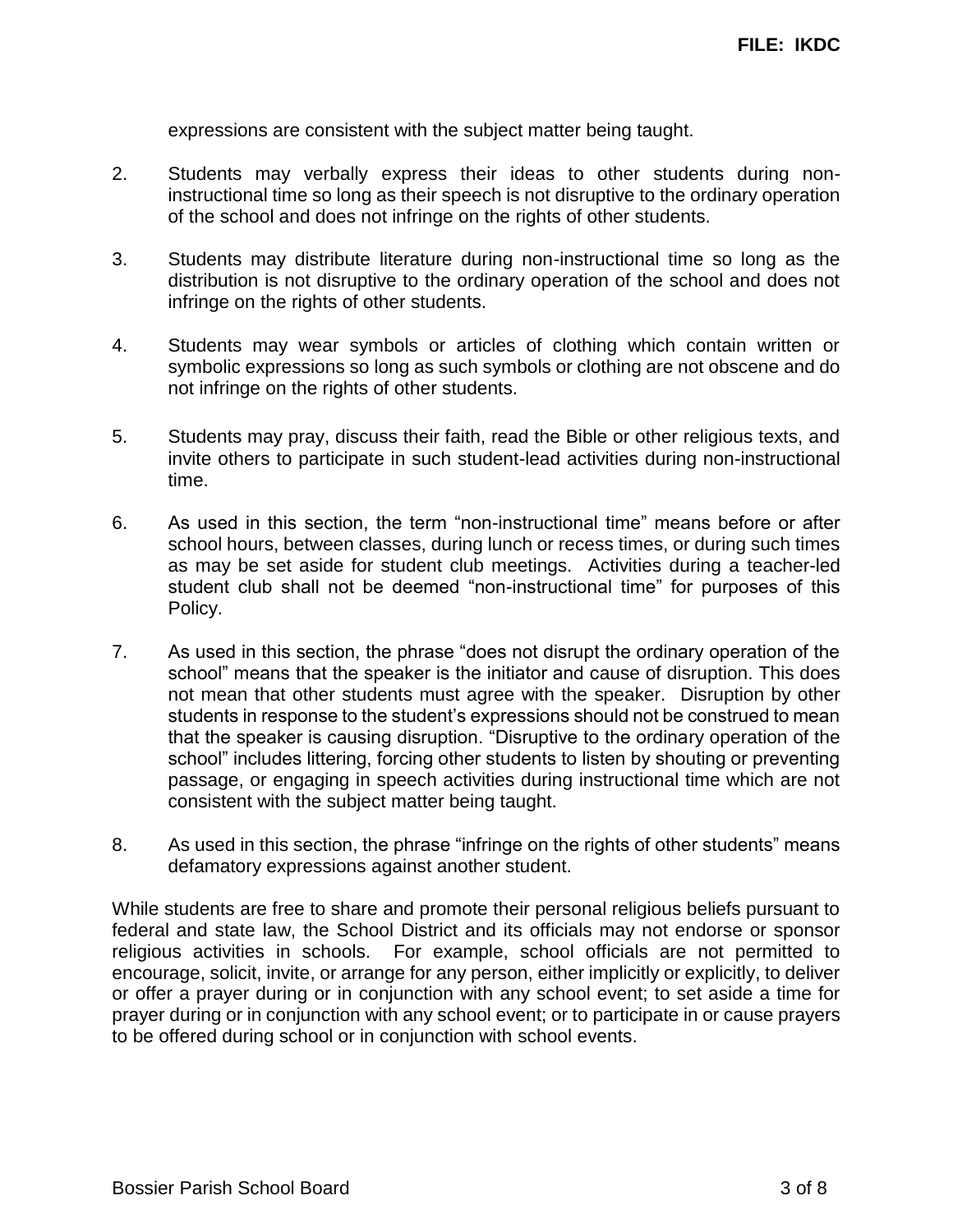expressions are consistent with the subject matter being taught.

2. Students may verbally express their ideas to other students during non-instructional time so long as their speech is not disruptive to the ordinary operation of the school and does not infringe on the rights of other students.

3. Students may distribute literature during non-instructional time so long as the distribution is not disruptive to the ordinary operation of the school and does not infringe on the rights of other students.

4. Students may wear symbols or articles of clothing which contain written or symbolic expressions so long as such symbols or clothing are not obscene and do not infringe on the rights of other students.

5. Students may pray, discuss their faith, read the Bible or other religious texts, and invite others to participate in such student-lead activities during non-instructional time.

6. As used in this section, the term "non-instructional time" means before or after school hours, between classes, during lunch or recess times, or during such times as may be set aside for student club meetings. Activities during a teacher-led student club shall not be deemed "non-instructional time" for purposes of this Policy.

7. As used in this section, the phrase "does not disrupt the ordinary operation of the school" means that the speaker is the initiator and cause of disruption. This does not mean that other students must agree with the speaker. Disruption by other students in response to the student's expressions should not be construed to mean that the speaker is causing disruption. "Disruptive to the ordinary operation of the school" includes littering, forcing other students to listen by shouting or preventing passage, or engaging in speech activities during instructional time which are not consistent with the subject matter being taught.

8. As used in this section, the phrase "infringe on the rights of other students" means defamatory expressions against another student.

While students are free to share and promote their personal religious beliefs pursuant to federal and state law, the School District and its officials may not endorse or sponsor religious activities in schools. For example, school officials are not permitted to encourage, solicit, invite, or arrange for any person, either implicitly or explicitly, to deliver or offer a prayer during or in conjunction with any school event; to set aside a time for prayer during or in conjunction with any school event; or to participate in or cause prayers to be offered during school or in conjunction with school events.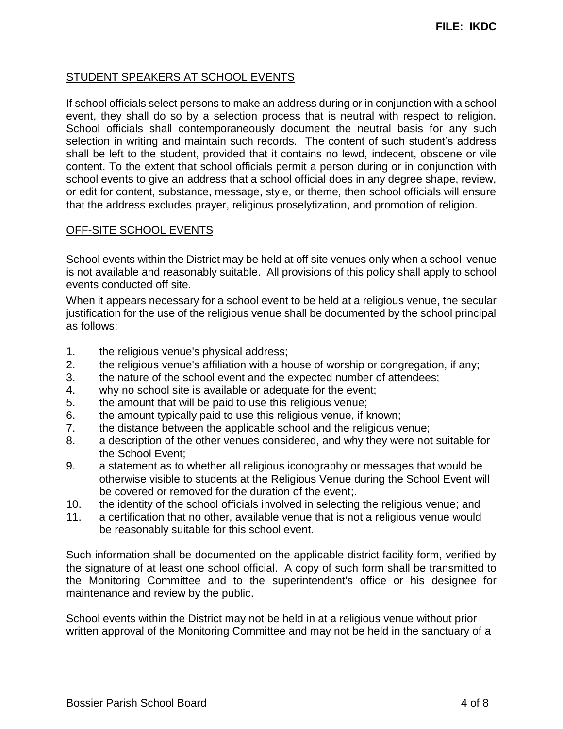## STUDENT SPEAKERS AT SCHOOL EVENTS

If school officials select persons to make an address during or in conjunction with a school event, they shall do so by a selection process that is neutral with respect to religion. School officials shall contemporaneously document the neutral basis for any such selection in writing and maintain such records. The content of such student's address shall be left to the student, provided that it contains no lewd, indecent, obscene or vile content. To the extent that school officials permit a person during or in conjunction with school events to give an address that a school official does in any degree shape, review, or edit for content, substance, message, style, or theme, then school officials will ensure that the address excludes prayer, religious proselytization, and promotion of religion.

## OFF-SITE SCHOOL EVENTS

School events within the District may be held at off site venues only when a school venue is not available and reasonably suitable. All provisions of this policy shall apply to school events conducted off site.

When it appears necessary for a school event to be held at a religious venue, the secular justification for the use of the religious venue shall be documented by the school principal as follows:

1. the religious venue's physical address;
2. the religious venue's affiliation with a house of worship or congregation, if any;
3. the nature of the school event and the expected number of attendees;
4. why no school site is available or adequate for the event;
5. the amount that will be paid to use this religious venue;
6. the amount typically paid to use this religious venue, if known;
7. the distance between the applicable school and the religious venue;
8. a description of the other venues considered, and why they were not suitable for the School Event;
9. a statement as to whether all religious iconography or messages that would be otherwise visible to students at the Religious Venue during the School Event will be covered or removed for the duration of the event;.
10. the identity of the school officials involved in selecting the religious venue; and
11. a certification that no other, available venue that is not a religious venue would be reasonably suitable for this school event.

Such information shall be documented on the applicable district facility form, verified by the signature of at least one school official. A copy of such form shall be transmitted to the Monitoring Committee and to the superintendent's office or his designee for maintenance and review by the public.

School events within the District may not be held in at a religious venue without prior written approval of the Monitoring Committee and may not be held in the sanctuary of a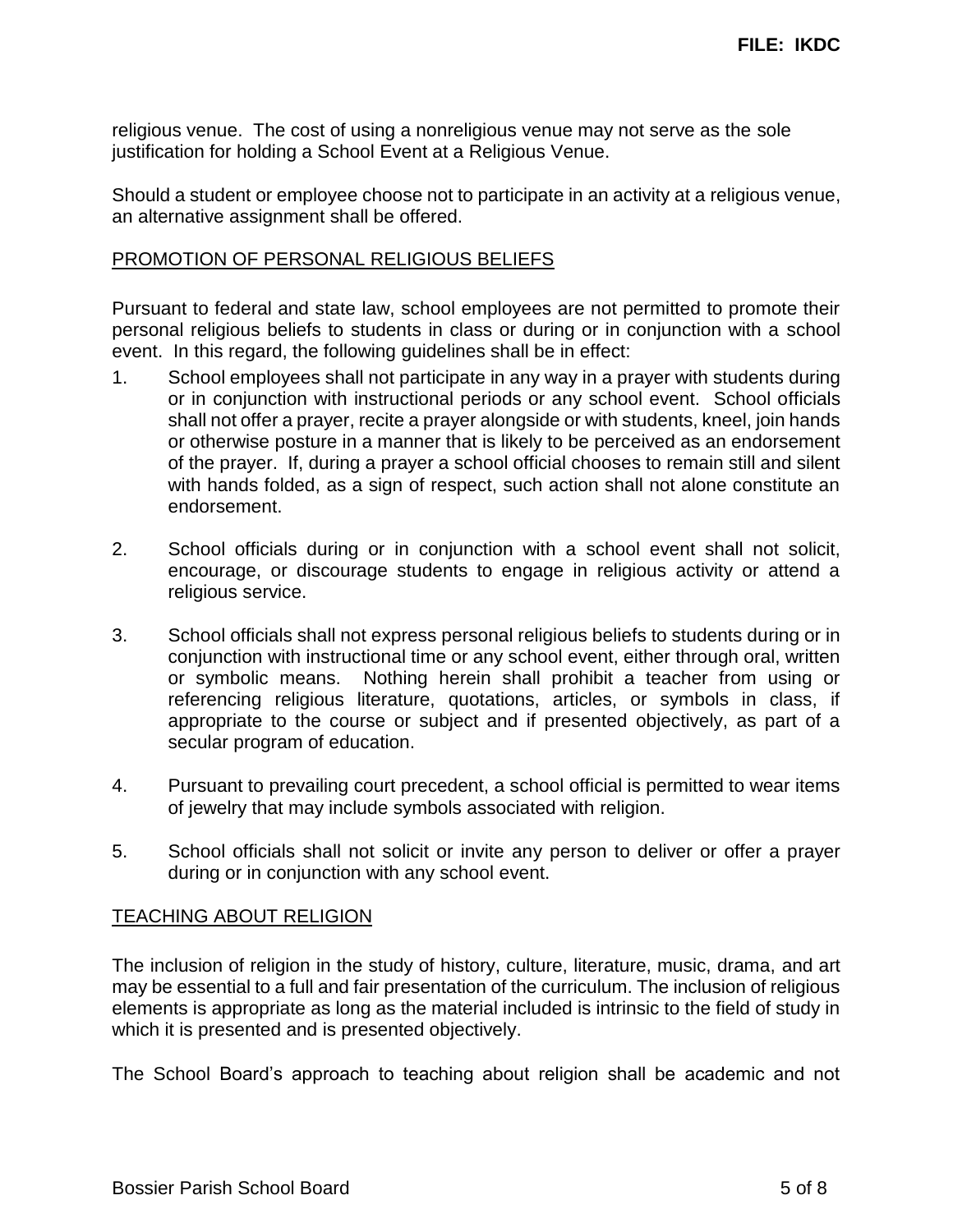religious venue. The cost of using a nonreligious venue may not serve as the sole justification for holding a School Event at a Religious Venue.

Should a student or employee choose not to participate in an activity at a religious venue, an alternative assignment shall be offered.

## PROMOTION OF PERSONAL RELIGIOUS BELIEFS

Pursuant to federal and state law, school employees are not permitted to promote their personal religious beliefs to students in class or during or in conjunction with a school event. In this regard, the following guidelines shall be in effect:

1. School employees shall not participate in any way in a prayer with students during or in conjunction with instructional periods or any school event. School officials shall not offer a prayer, recite a prayer alongside or with students, kneel, join hands or otherwise posture in a manner that is likely to be perceived as an endorsement of the prayer. If, during a prayer a school official chooses to remain still and silent with hands folded, as a sign of respect, such action shall not alone constitute an endorsement.

2. School officials during or in conjunction with a school event shall not solicit, encourage, or discourage students to engage in religious activity or attend a religious service.

3. School officials shall not express personal religious beliefs to students during or in conjunction with instructional time or any school event, either through oral, written or symbolic means. Nothing herein shall prohibit a teacher from using or referencing religious literature, quotations, articles, or symbols in class, if appropriate to the course or subject and if presented objectively, as part of a secular program of education.

4. Pursuant to prevailing court precedent, a school official is permitted to wear items of jewelry that may include symbols associated with religion.

5. School officials shall not solicit or invite any person to deliver or offer a prayer during or in conjunction with any school event.

## TEACHING ABOUT RELIGION

The inclusion of religion in the study of history, culture, literature, music, drama, and art may be essential to a full and fair presentation of the curriculum. The inclusion of religious elements is appropriate as long as the material included is intrinsic to the field of study in which it is presented and is presented objectively.

The School Board's approach to teaching about religion shall be academic and not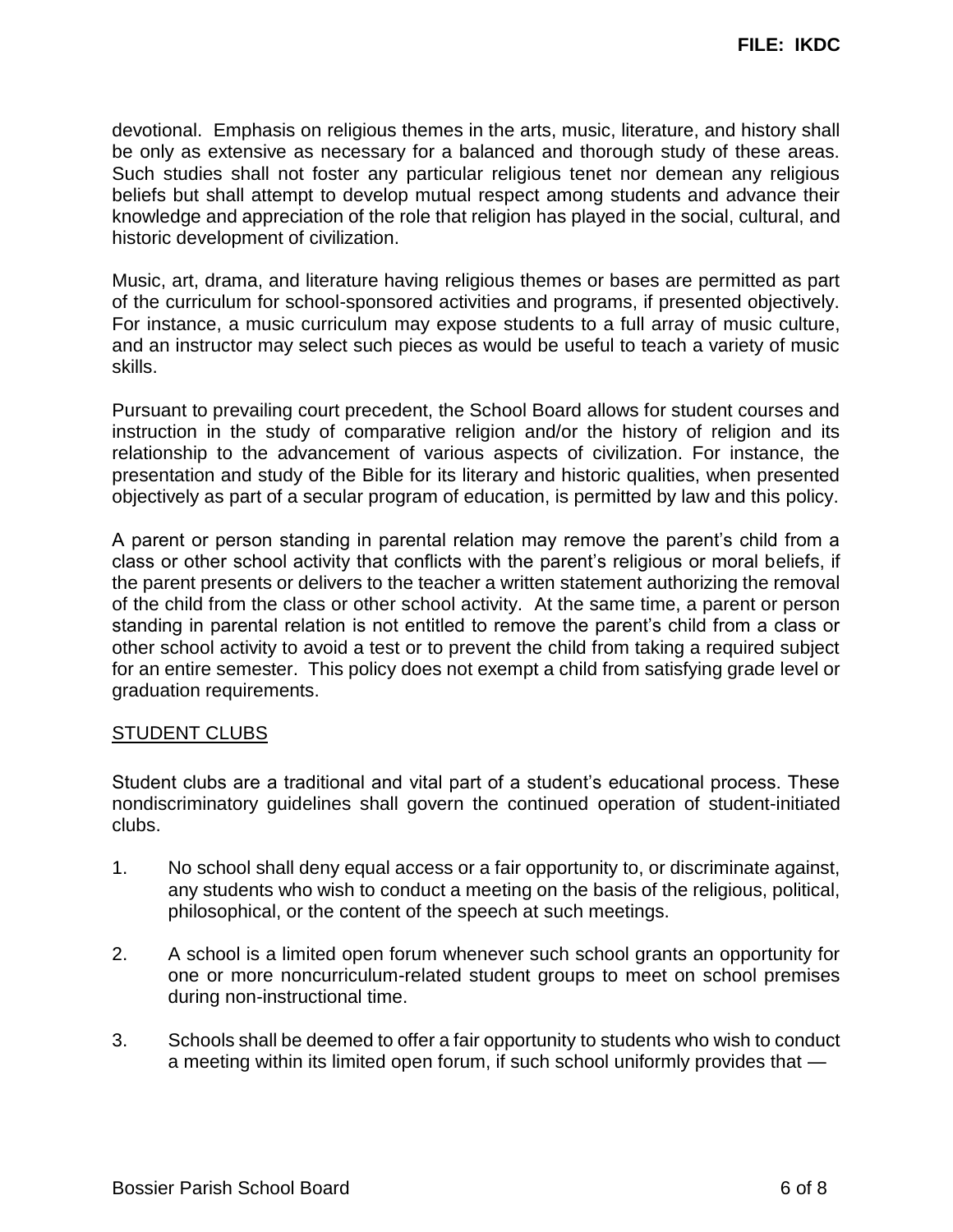devotional. Emphasis on religious themes in the arts, music, literature, and history shall be only as extensive as necessary for a balanced and thorough study of these areas. Such studies shall not foster any particular religious tenet nor demean any religious beliefs but shall attempt to develop mutual respect among students and advance their knowledge and appreciation of the role that religion has played in the social, cultural, and historic development of civilization.

Music, art, drama, and literature having religious themes or bases are permitted as part of the curriculum for school-sponsored activities and programs, if presented objectively. For instance, a music curriculum may expose students to a full array of music culture, and an instructor may select such pieces as would be useful to teach a variety of music skills.

Pursuant to prevailing court precedent, the School Board allows for student courses and instruction in the study of comparative religion and/or the history of religion and its relationship to the advancement of various aspects of civilization. For instance, the presentation and study of the Bible for its literary and historic qualities, when presented objectively as part of a secular program of education, is permitted by law and this policy.

A parent or person standing in parental relation may remove the parent's child from a class or other school activity that conflicts with the parent's religious or moral beliefs, if the parent presents or delivers to the teacher a written statement authorizing the removal of the child from the class or other school activity. At the same time, a parent or person standing in parental relation is not entitled to remove the parent's child from a class or other school activity to avoid a test or to prevent the child from taking a required subject for an entire semester. This policy does not exempt a child from satisfying grade level or graduation requirements.

## STUDENT CLUBS

Student clubs are a traditional and vital part of a student's educational process. These nondiscriminatory guidelines shall govern the continued operation of student-initiated clubs.

1. No school shall deny equal access or a fair opportunity to, or discriminate against, any students who wish to conduct a meeting on the basis of the religious, political, philosophical, or the content of the speech at such meetings.

2. A school is a limited open forum whenever such school grants an opportunity for one or more noncurriculum-related student groups to meet on school premises during non-instructional time.

3. Schools shall be deemed to offer a fair opportunity to students who wish to conduct a meeting within its limited open forum, if such school uniformly provides that —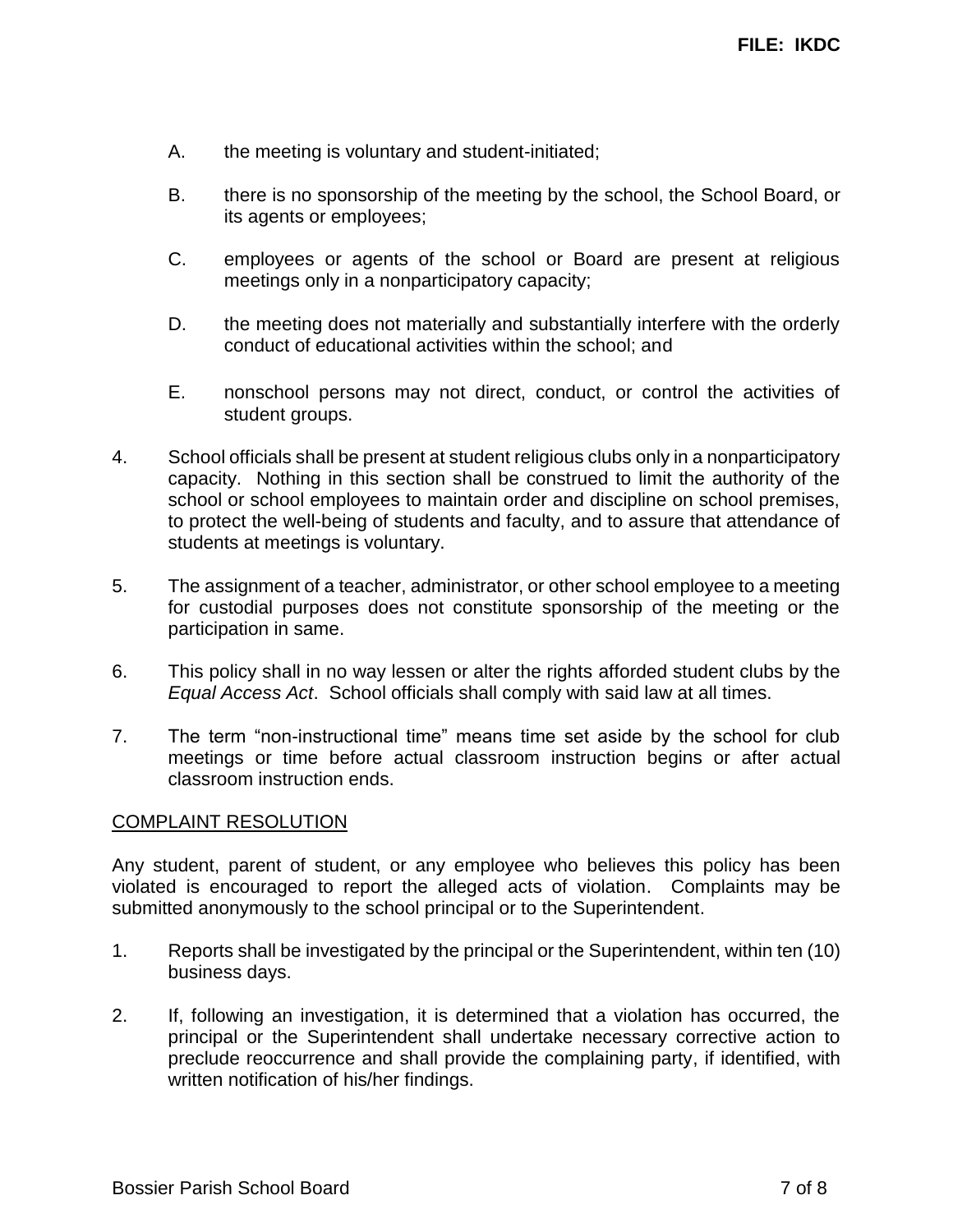A. the meeting is voluntary and student-initiated;

B. there is no sponsorship of the meeting by the school, the School Board, or its agents or employees;

C. employees or agents of the school or Board are present at religious meetings only in a nonparticipatory capacity;

D. the meeting does not materially and substantially interfere with the orderly conduct of educational activities within the school; and

E. nonschool persons may not direct, conduct, or control the activities of student groups.

4. School officials shall be present at student religious clubs only in a nonparticipatory capacity. Nothing in this section shall be construed to limit the authority of the school or school employees to maintain order and discipline on school premises, to protect the well-being of students and faculty, and to assure that attendance of students at meetings is voluntary.

5. The assignment of a teacher, administrator, or other school employee to a meeting for custodial purposes does not constitute sponsorship of the meeting or the participation in same.

6. This policy shall in no way lessen or alter the rights afforded student clubs by the *Equal Access Act*. School officials shall comply with said law at all times.

7. The term "non-instructional time" means time set aside by the school for club meetings or time before actual classroom instruction begins or after actual classroom instruction ends.

## COMPLAINT RESOLUTION

Any student, parent of student, or any employee who believes this policy has been violated is encouraged to report the alleged acts of violation. Complaints may be submitted anonymously to the school principal or to the Superintendent.

1. Reports shall be investigated by the principal or the Superintendent, within ten (10) business days.

2. If, following an investigation, it is determined that a violation has occurred, the principal or the Superintendent shall undertake necessary corrective action to preclude reoccurrence and shall provide the complaining party, if identified, with written notification of his/her findings.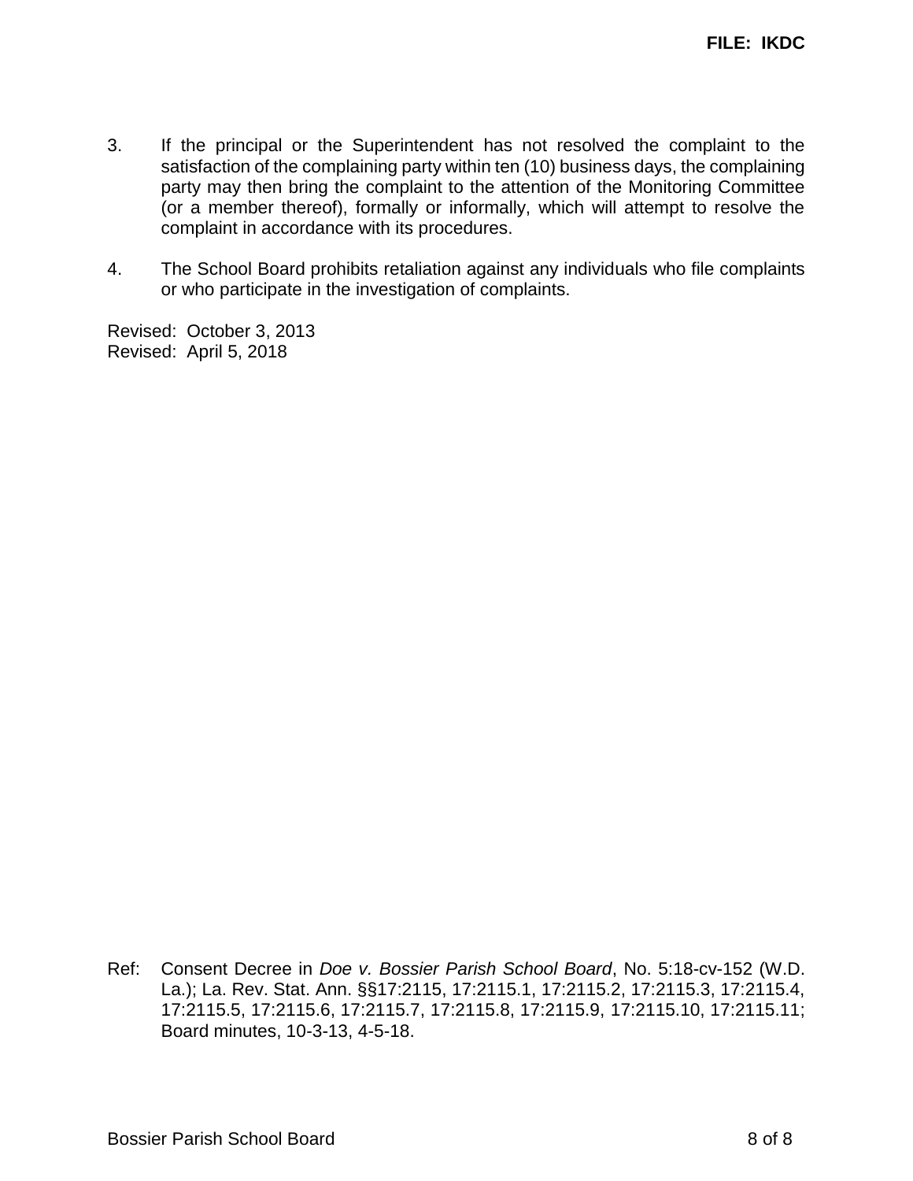3. If the principal or the Superintendent has not resolved the complaint to the satisfaction of the complaining party within ten (10) business days, the complaining party may then bring the complaint to the attention of the Monitoring Committee (or a member thereof), formally or informally, which will attempt to resolve the complaint in accordance with its procedures.

4. The School Board prohibits retaliation against any individuals who file complaints or who participate in the investigation of complaints.

Revised: October 3, 2013
Revised: April 5, 2018

Ref: Consent Decree in *Doe v. Bossier Parish School Board*, No. 5:18-cv-152 (W.D. La.); La. Rev. Stat. Ann. §§17:2115, 17:2115.1, 17:2115.2, 17:2115.3, 17:2115.4, 17:2115.5, 17:2115.6, 17:2115.7, 17:2115.8, 17:2115.9, 17:2115.10, 17:2115.11; Board minutes, 10-3-13, 4-5-18.